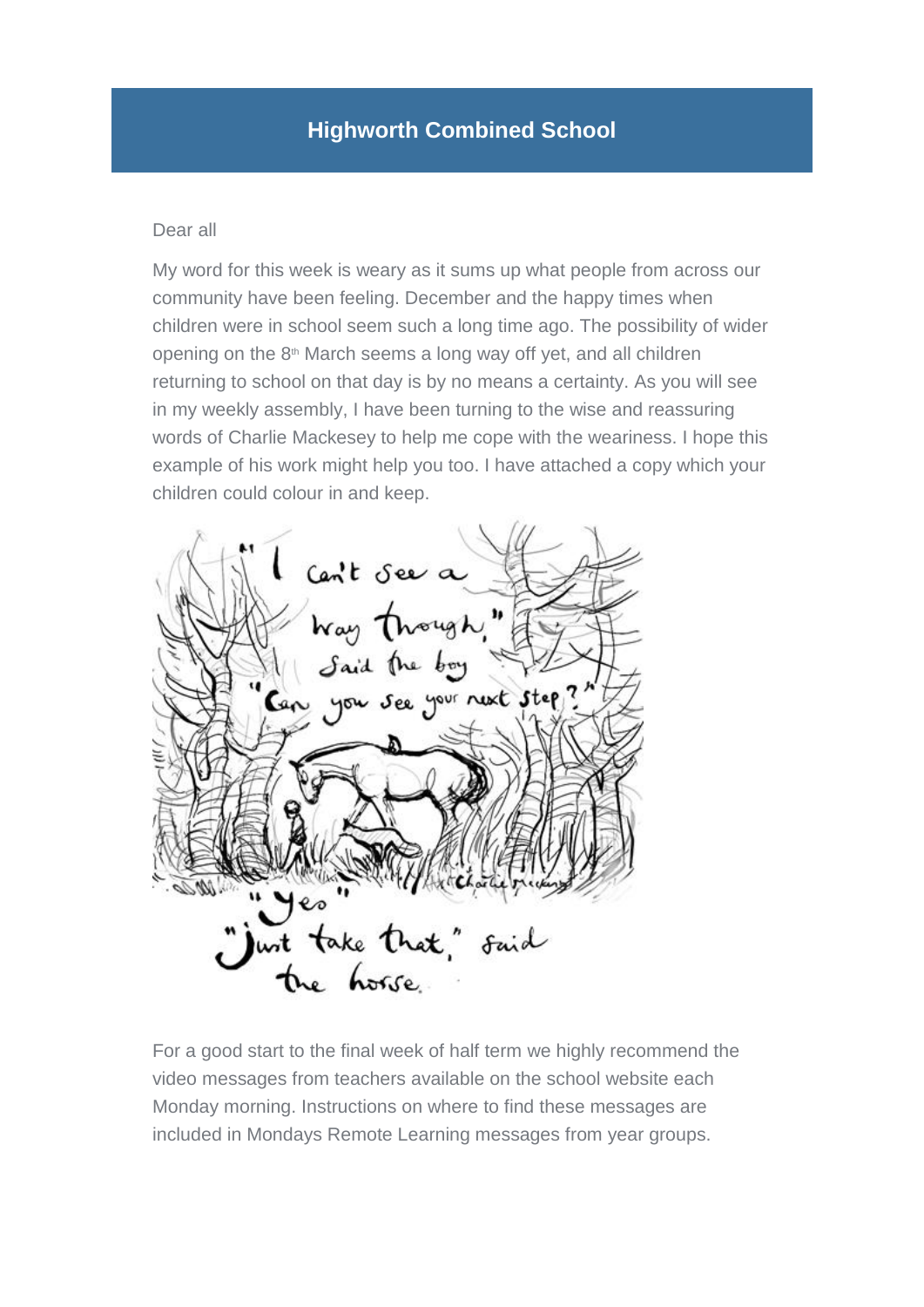# Highworth Combined School

Dear all

My word for this week is weary as it sums up what people from across our community have been feeling. December and the happy times when children were in school seem such a long time ago. The possibility of wider opening on the 8th March seems a long way off yet, and all children returning to school on that day is by no means a certainty. As you will see in my weekly assembly, I have been turning to the wise and reassuring words of Charlie Mackesey to help me cope with the weariness. I hope this example of his work might help you too. I have attached a copy which your children could colour in and keep.

"I can't see a way through," said the boy
"Can you see your next step?"
"Yes"
"Just take that," said the horse.

For a good start to the final week of half term we highly recommend the video messages from teachers available on the school website each Monday morning. Instructions on where to find these messages are included in Mondays Remote Learning messages from year groups.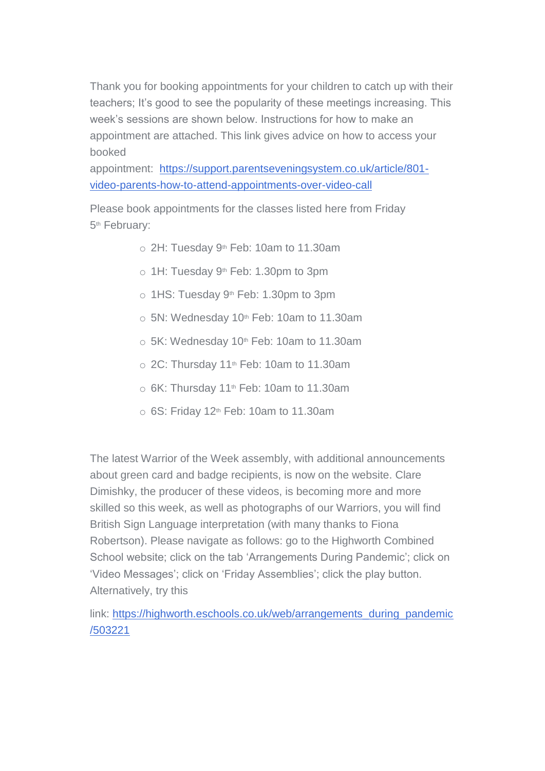Thank you for booking appointments for your children to catch up with their teachers; It's good to see the popularity of these meetings increasing. This week's sessions are shown below. Instructions for how to make an appointment are attached. This link gives advice on how to access your booked appointment: [https://support.parentseveningsystem.co.uk/article/801-video-parents-how-to-attend-appointments-over-video-call](https://support.parentseveningsystem.co.uk/article/801-video-parents-how-to-attend-appointments-over-video-call)

Please book appointments for the classes listed here from Friday 5th February:

- 2H: Tuesday 9th Feb: 10am to 11.30am
- 1H: Tuesday 9th Feb: 1.30pm to 3pm
- 1HS: Tuesday 9th Feb: 1.30pm to 3pm
- 5N: Wednesday 10th Feb: 10am to 11.30am
- 5K: Wednesday 10th Feb: 10am to 11.30am
- 2C: Thursday 11th Feb: 10am to 11.30am
- 6K: Thursday 11th Feb: 10am to 11.30am
- 6S: Friday 12th Feb: 10am to 11.30am

The latest Warrior of the Week assembly, with additional announcements about green card and badge recipients, is now on the website. Clare Dimishky, the producer of these videos, is becoming more and more skilled so this week, as well as photographs of our Warriors, you will find British Sign Language interpretation (with many thanks to Fiona Robertson). Please navigate as follows: go to the Highworth Combined School website; click on the tab 'Arrangements During Pandemic'; click on 'Video Messages'; click on 'Friday Assemblies'; click the play button. Alternatively, try this

link: [https://highworth.eschools.co.uk/web/arrangements_during_pandemic/503221](https://highworth.eschools.co.uk/web/arrangements_during_pandemic/503221)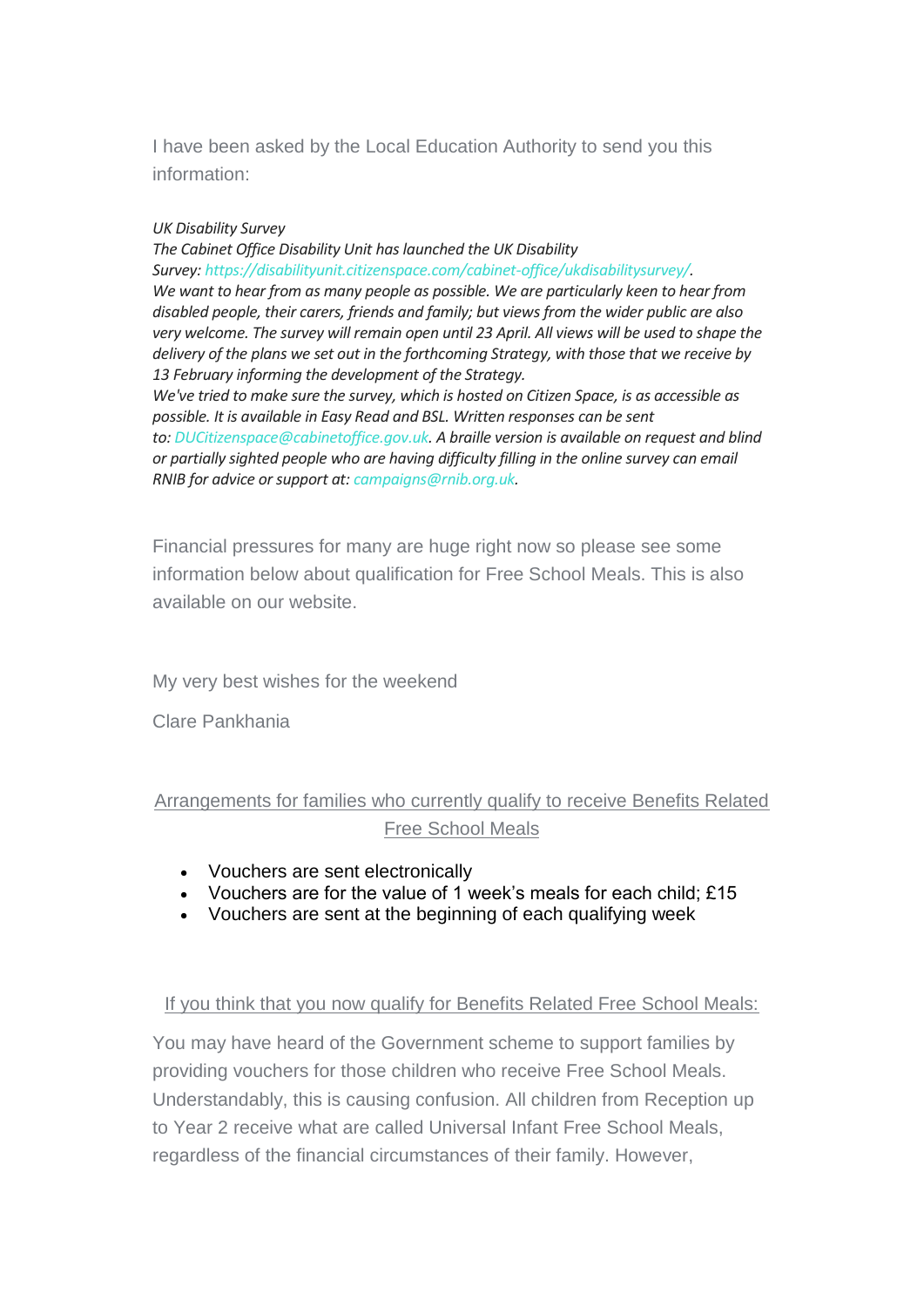I have been asked by the Local Education Authority to send you this information:

*UK Disability Survey*
*The Cabinet Office Disability Unit has launched the UK Disability Survey: https://disabilityunit.citizenspace.com/cabinet-office/ukdisabilitysurvey/.*
*We want to hear from as many people as possible. We are particularly keen to hear from disabled people, their carers, friends and family; but views from the wider public are also very welcome. The survey will remain open until 23 April. All views will be used to shape the delivery of the plans we set out in the forthcoming Strategy, with those that we receive by 13 February informing the development of the Strategy.*
*We've tried to make sure the survey, which is hosted on Citizen Space, is as accessible as possible. It is available in Easy Read and BSL. Written responses can be sent to: DUCitizenspace@cabinetoffice.gov.uk. A braille version is available on request and blind or partially sighted people who are having difficulty filling in the online survey can email RNIB for advice or support at: campaigns@rnib.org.uk.*

Financial pressures for many are huge right now so please see some information below about qualification for Free School Meals. This is also available on our website.

My very best wishes for the weekend

Clare Pankhania

<u>Arrangements for families who currently qualify to receive Benefits Related Free School Meals</u>

- Vouchers are sent electronically
- Vouchers are for the value of 1 week's meals for each child; £15
- Vouchers are sent at the beginning of each qualifying week

<u>If you think that you now qualify for Benefits Related Free School Meals:</u>

You may have heard of the Government scheme to support families by providing vouchers for those children who receive Free School Meals. Understandably, this is causing confusion. All children from Reception up to Year 2 receive what are called Universal Infant Free School Meals, regardless of the financial circumstances of their family. However,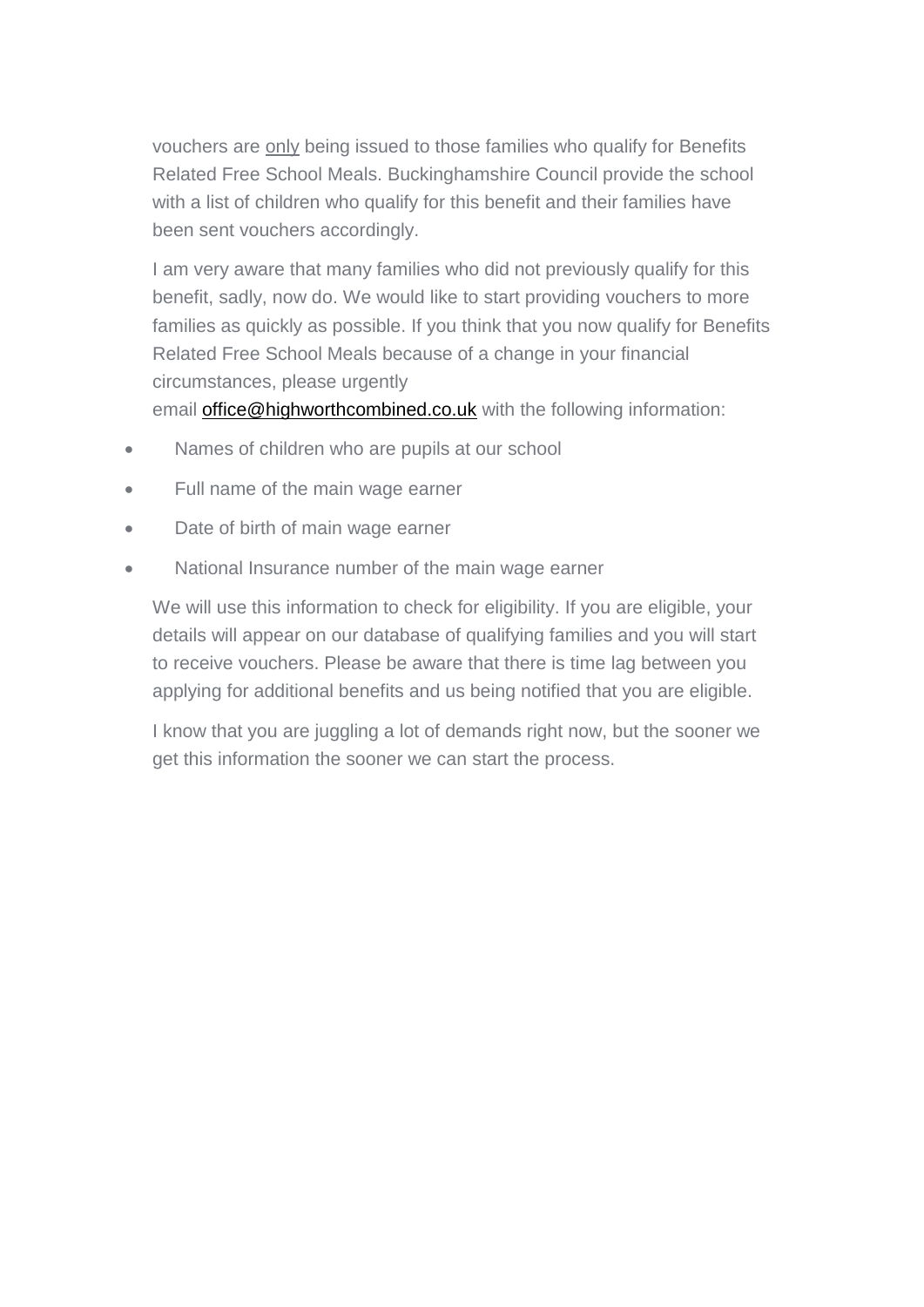vouchers are only being issued to those families who qualify for Benefits Related Free School Meals. Buckinghamshire Council provide the school with a list of children who qualify for this benefit and their families have been sent vouchers accordingly.

I am very aware that many families who did not previously qualify for this benefit, sadly, now do. We would like to start providing vouchers to more families as quickly as possible. If you think that you now qualify for Benefits Related Free School Meals because of a change in your financial circumstances, please urgently email office@highworthcombined.co.uk with the following information:

- Names of children who are pupils at our school
- Full name of the main wage earner
- Date of birth of main wage earner
- National Insurance number of the main wage earner

We will use this information to check for eligibility. If you are eligible, your details will appear on our database of qualifying families and you will start to receive vouchers. Please be aware that there is time lag between you applying for additional benefits and us being notified that you are eligible.

I know that you are juggling a lot of demands right now, but the sooner we get this information the sooner we can start the process.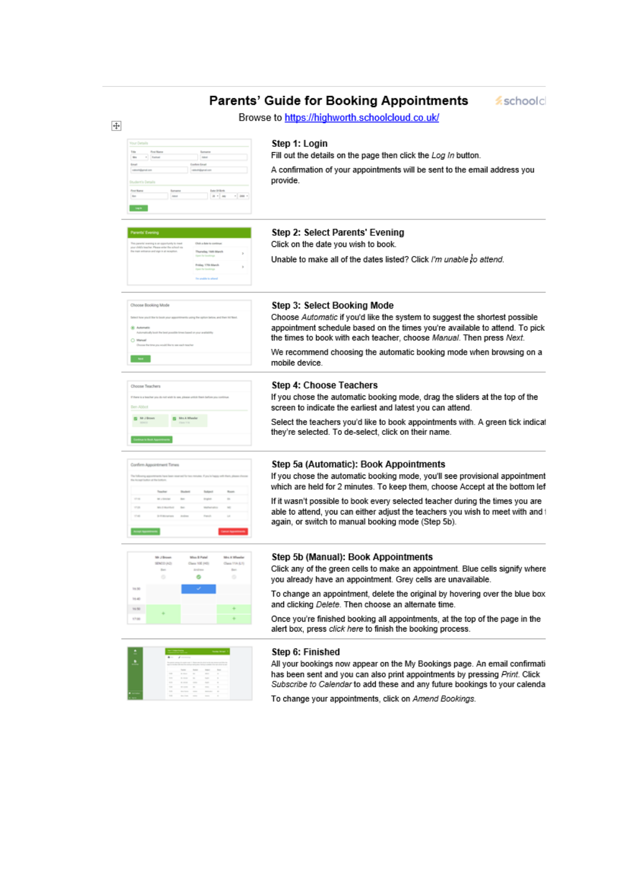# Parents' Guide for Booking Appointments

Browse to https://highworth.schoolcloud.co.uk/

### Step 1: Login

Fill out the details on the page then click the *Log In* button.

A confirmation of your appointments will be sent to the email address you provide.

### Step 2: Select Parents' Evening

Click on the date you wish to book.

Unable to make all of the dates listed? Click *I'm unable to attend*.

### Step 3: Select Booking Mode

Choose *Automatic* if you'd like the system to suggest the shortest possible appointment schedule based on the times you're available to attend. To pick the times to book with each teacher, choose *Manual*. Then press *Next*.

We recommend choosing the automatic booking mode when browsing on a mobile device.

### Step 4: Choose Teachers

If you chose the automatic booking mode, drag the sliders at the top of the screen to indicate the earliest and latest you can attend.

Select the teachers you'd like to book appointments with. A green tick indicat they're selected. To de-select, click on their name.

### Step 5a (Automatic): Book Appointments

If you chose the automatic booking mode, you'll see provisional appointment which are held for 2 minutes. To keep them, choose Accept at the bottom lef

If it wasn't possible to book every selected teacher during the times you are able to attend, you can either adjust the teachers you wish to meet with and t again, or switch to manual booking mode (Step 5b).

### Step 5b (Manual): Book Appointments

Click any of the green cells to make an appointment. Blue cells signify where you already have an appointment. Grey cells are unavailable.

To change an appointment, delete the original by hovering over the blue box and clicking *Delete*. Then choose an alternate time.

Once you're finished booking all appointments, at the top of the page in the alert box, press *click here* to finish the booking process.

### Step 6: Finished

All your bookings now appear on the My Bookings page. An email confirmati has been sent and you can also print appointments by pressing *Print*. Click *Subscribe to Calendar* to add these and any future bookings to your calenda

To change your appointments, click on *Amend Bookings*.